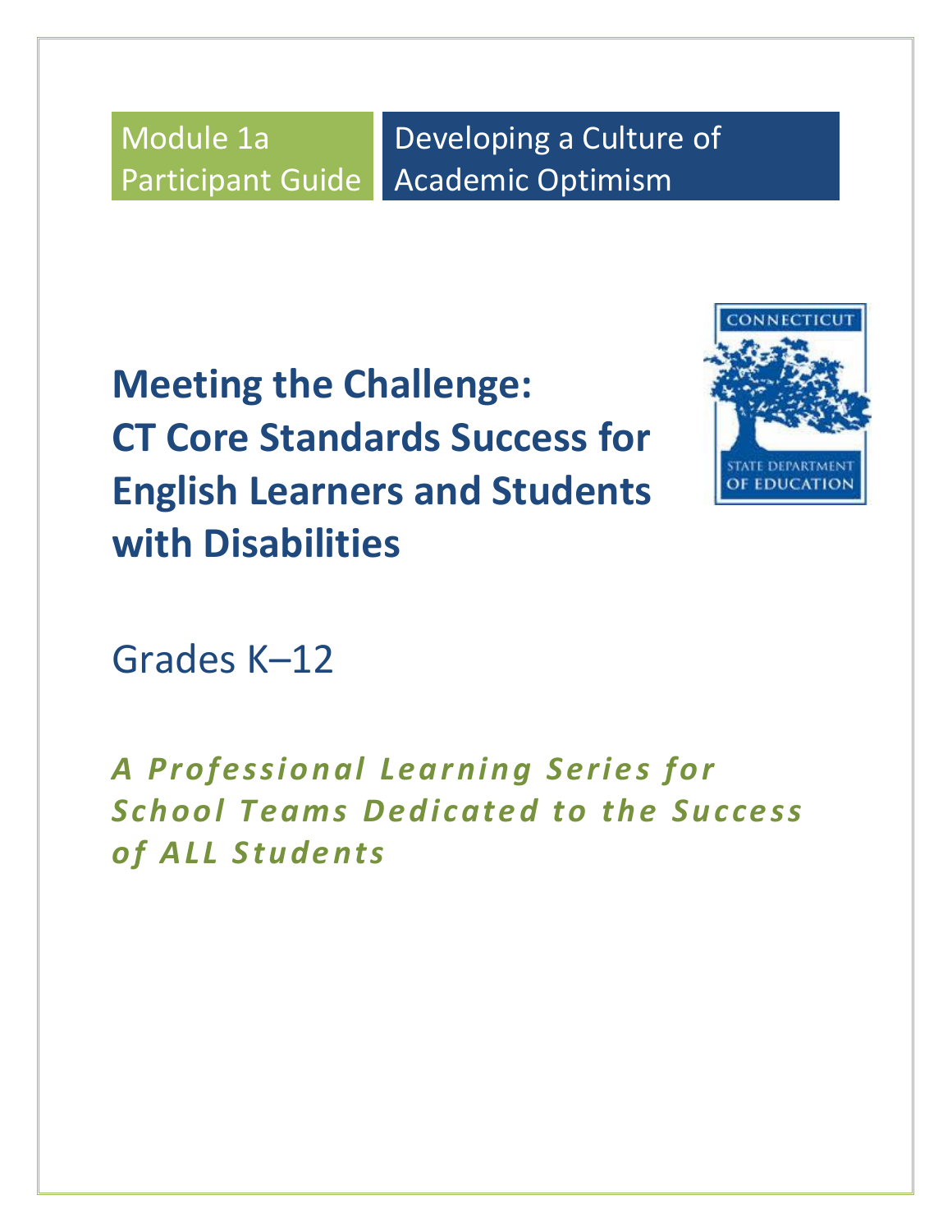Module 1a Participant Guide

Developing a Culture of Academic Optimism

# Meeting the Challenge: CT Core Standards Success for English Learners and Students with Disabilities

CONNECTICUT STATE DEPARTMENT OF EDUCATION

## Grades K–12

***A Professional Learning Series for School Teams Dedicated to the Success of ALL Students***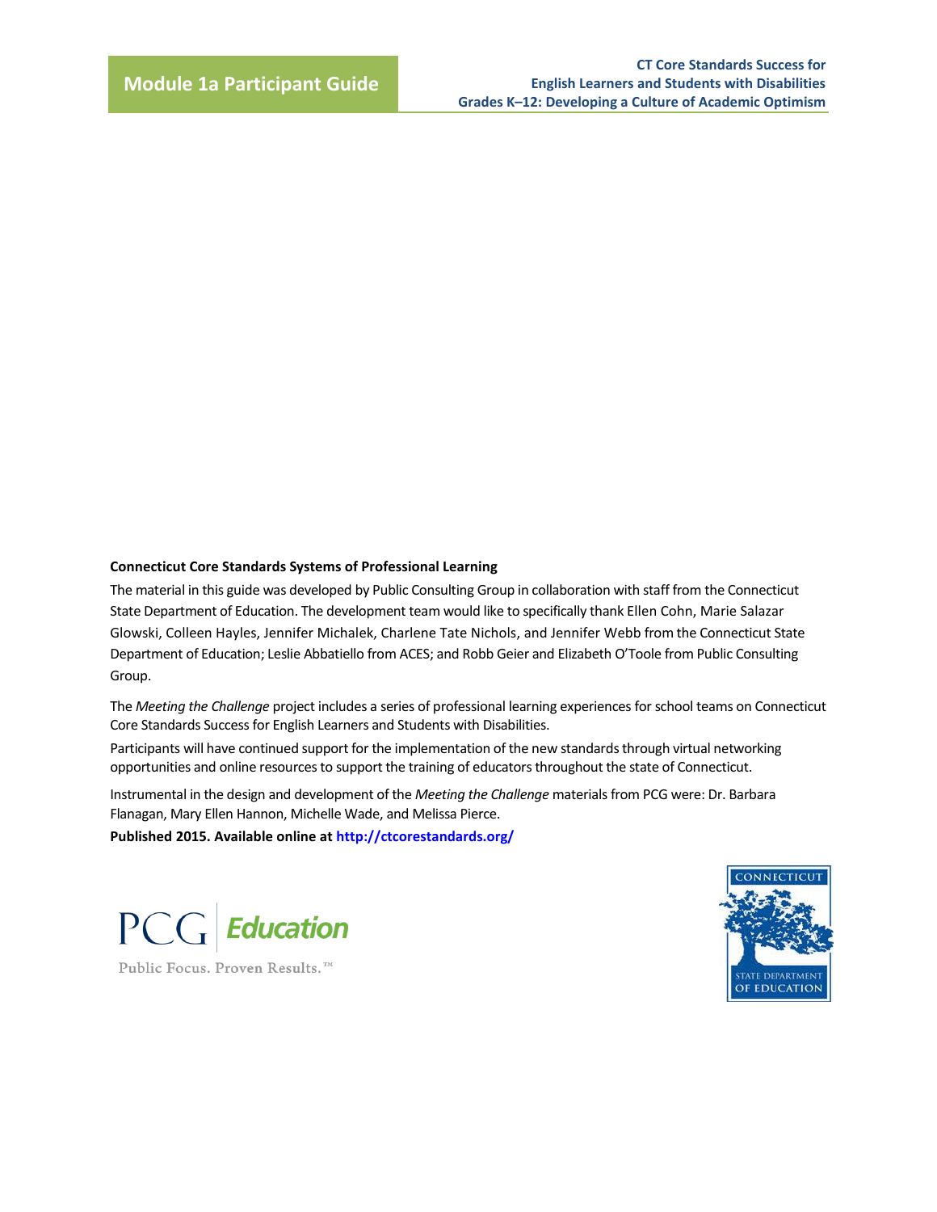**Connecticut Core Standards Systems of Professional Learning**

The material in this guide was developed by Public Consulting Group in collaboration with staff from the Connecticut State Department of Education. The development team would like to specifically thank Ellen Cohn, Marie Salazar Glowski, Colleen Hayles, Jennifer Michalek, Charlene Tate Nichols, and Jennifer Webb from the Connecticut State Department of Education; Leslie Abbatiello from ACES; and Robb Geier and Elizabeth O'Toole from Public Consulting Group.

The *Meeting the Challenge* project includes a series of professional learning experiences for school teams on Connecticut Core Standards Success for English Learners and Students with Disabilities.

Participants will have continued support for the implementation of the new standards through virtual networking opportunities and online resources to support the training of educators throughout the state of Connecticut.

Instrumental in the design and development of the *Meeting the Challenge* materials from PCG were: Dr. Barbara Flanagan, Mary Ellen Hannon, Michelle Wade, and Melissa Pierce.

**Published 2015. Available online at http://ctcorestandards.org/**

PCG Education

Public Focus. Proven Results.™

CONNECTICUT STATE DEPARTMENT OF EDUCATION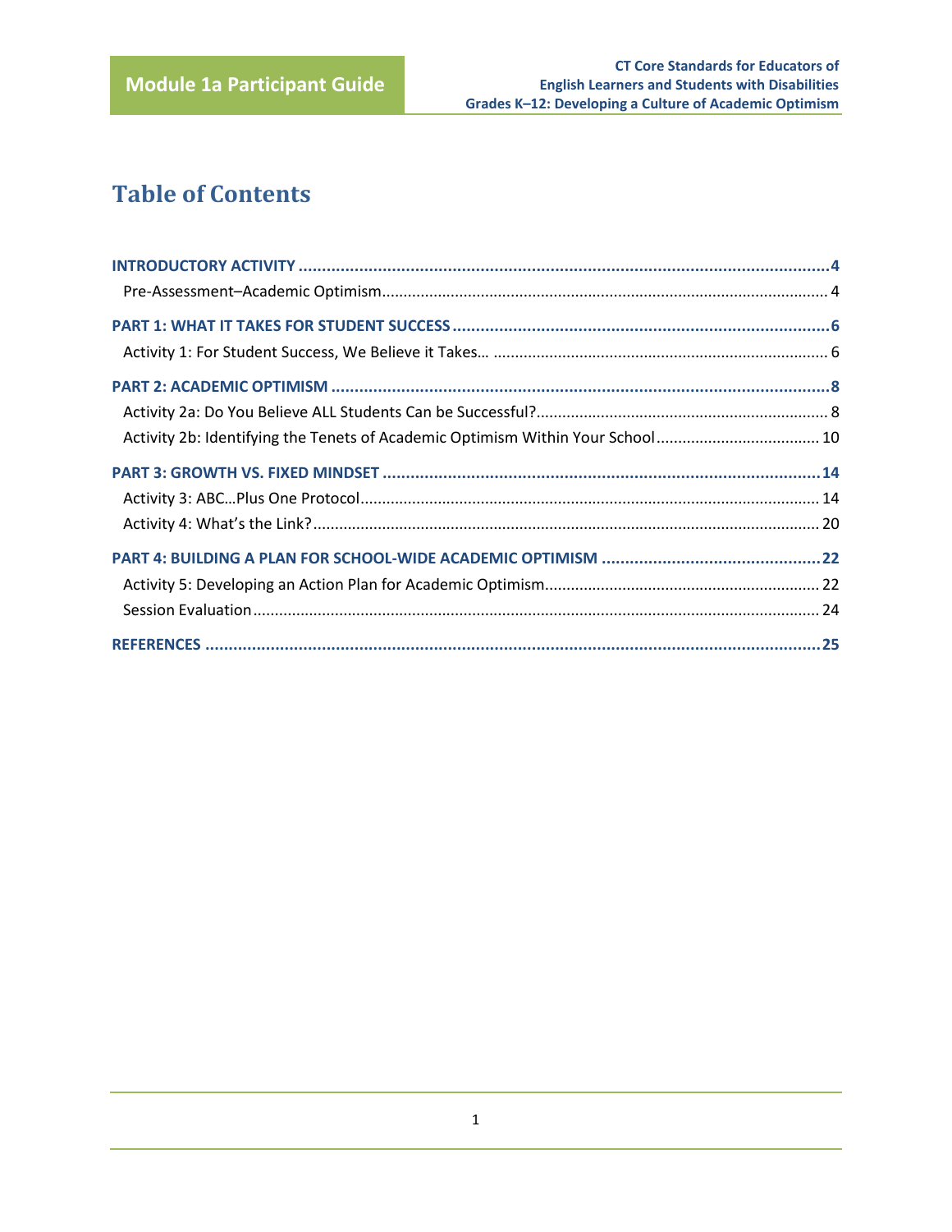# Table of Contents

**INTRODUCTORY ACTIVITY** ..... **4**
- Pre-Assessment–Academic Optimism ..... 4

**PART 1: WHAT IT TAKES FOR STUDENT SUCCESS** ..... **6**
- Activity 1: For Student Success, We Believe it Takes… ..... 6

**PART 2: ACADEMIC OPTIMISM** ..... **8**
- Activity 2a: Do You Believe ALL Students Can be Successful? ..... 8
- Activity 2b: Identifying the Tenets of Academic Optimism Within Your School ..... 10

**PART 3: GROWTH VS. FIXED MINDSET** ..... **14**
- Activity 3: ABC…Plus One Protocol ..... 14
- Activity 4: What's the Link? ..... 20

**PART 4: BUILDING A PLAN FOR SCHOOL-WIDE ACADEMIC OPTIMISM** ..... **22**
- Activity 5: Developing an Action Plan for Academic Optimism ..... 22
- Session Evaluation ..... 24

**REFERENCES** ..... **25**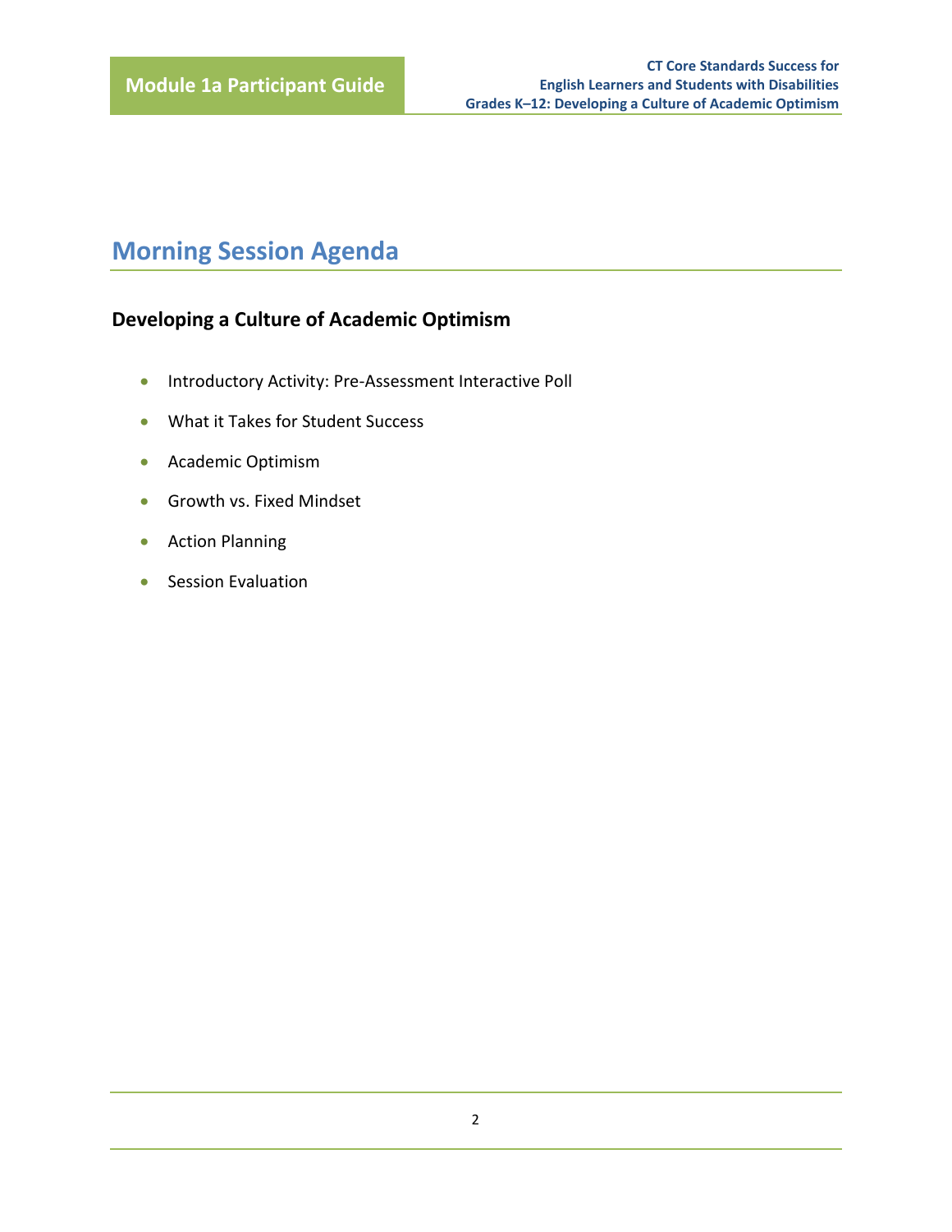# Morning Session Agenda

### Developing a Culture of Academic Optimism

- Introductory Activity: Pre-Assessment Interactive Poll
- What it Takes for Student Success
- Academic Optimism
- Growth vs. Fixed Mindset
- Action Planning
- Session Evaluation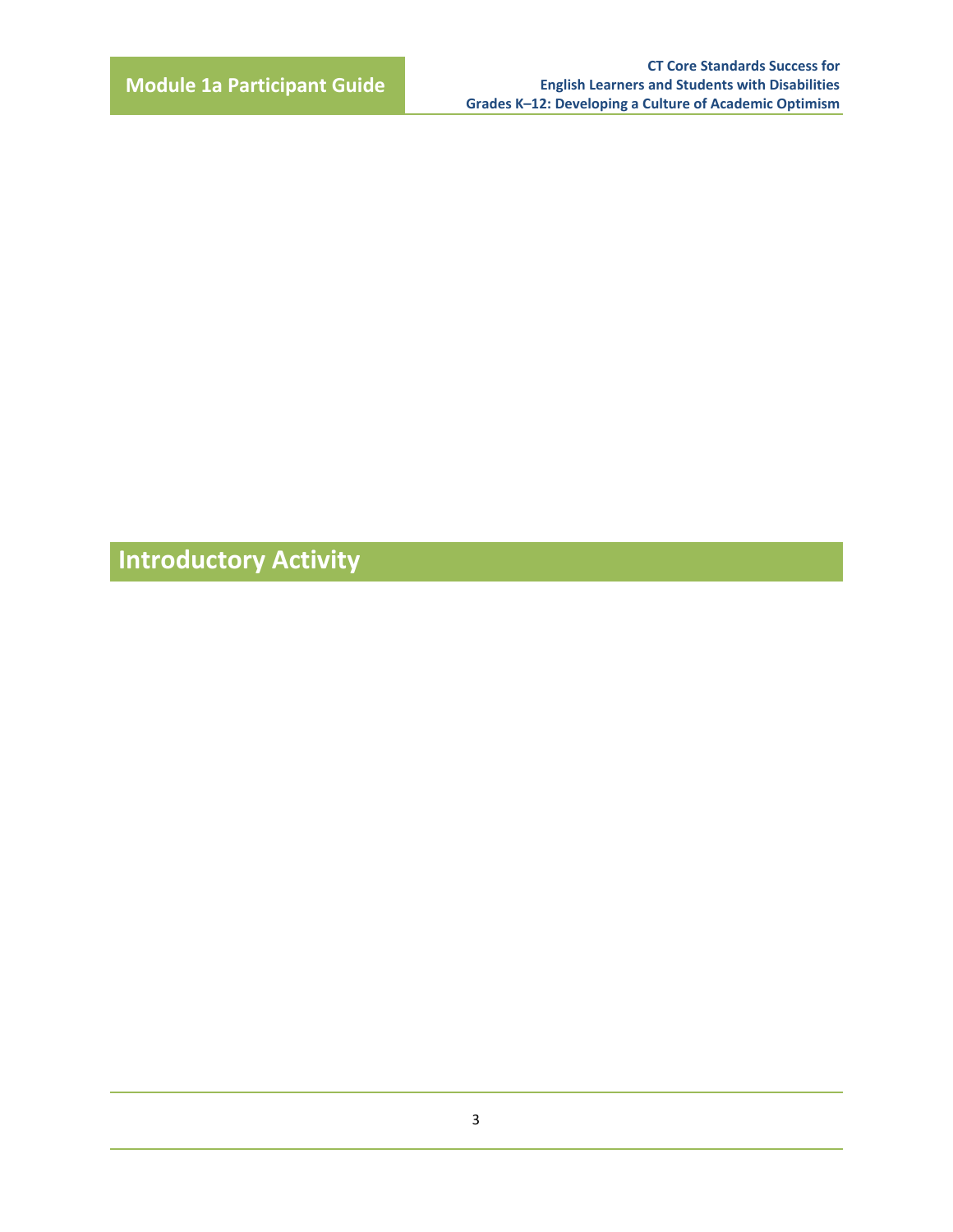# Introductory Activity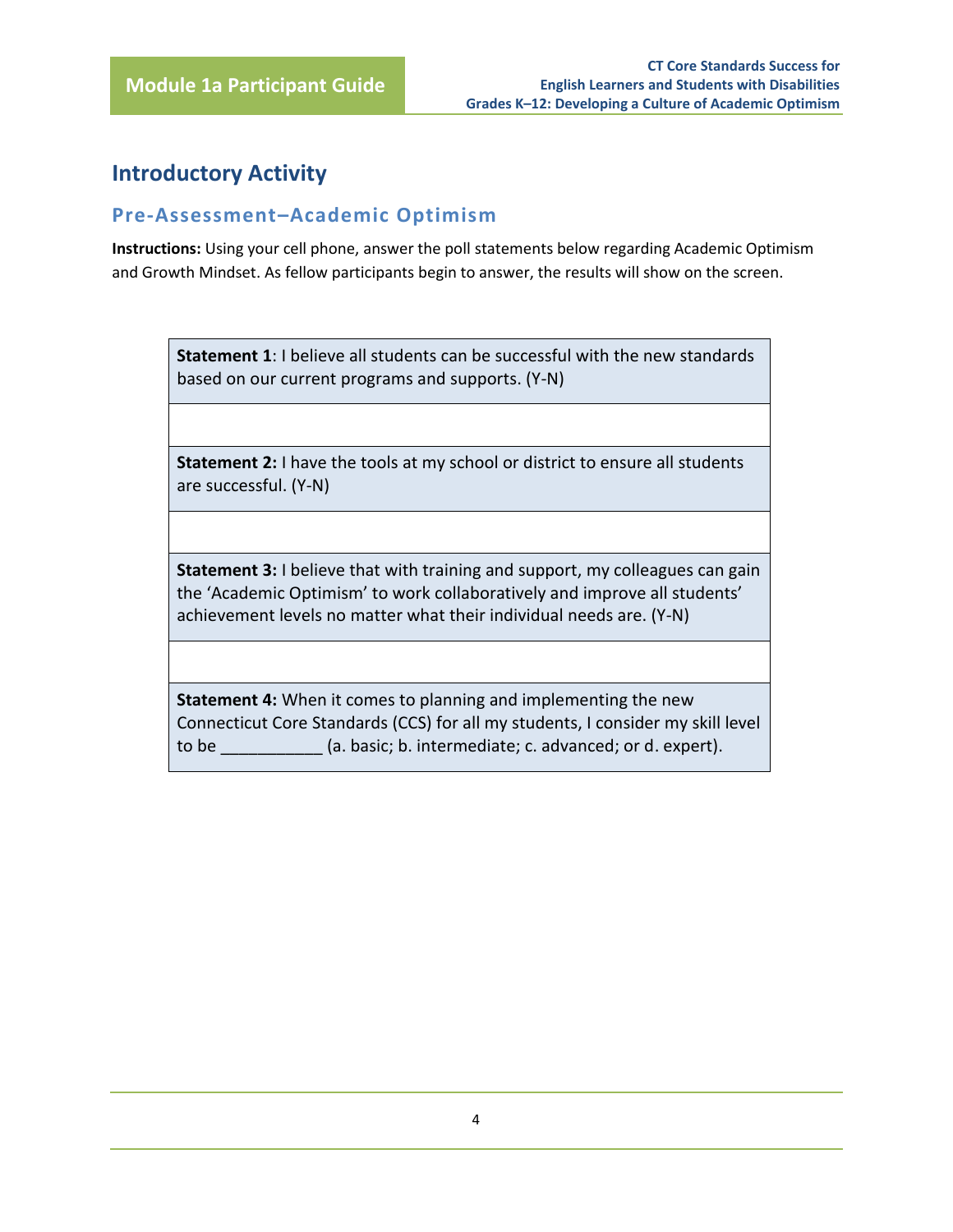## Introductory Activity

### Pre-Assessment–Academic Optimism

**Instructions:** Using your cell phone, answer the poll statements below regarding Academic Optimism and Growth Mindset. As fellow participants begin to answer, the results will show on the screen.

| |
|---|
| **Statement 1**: I believe all students can be successful with the new standards based on our current programs and supports. (Y-N) |
| |
| **Statement 2:** I have the tools at my school or district to ensure all students are successful. (Y-N) |
| |
| **Statement 3:** I believe that with training and support, my colleagues can gain the 'Academic Optimism' to work collaboratively and improve all students' achievement levels no matter what their individual needs are. (Y-N) |
| |
| **Statement 4:** When it comes to planning and implementing the new Connecticut Core Standards (CCS) for all my students, I consider my skill level to be ___________ (a. basic; b. intermediate; c. advanced; or d. expert). |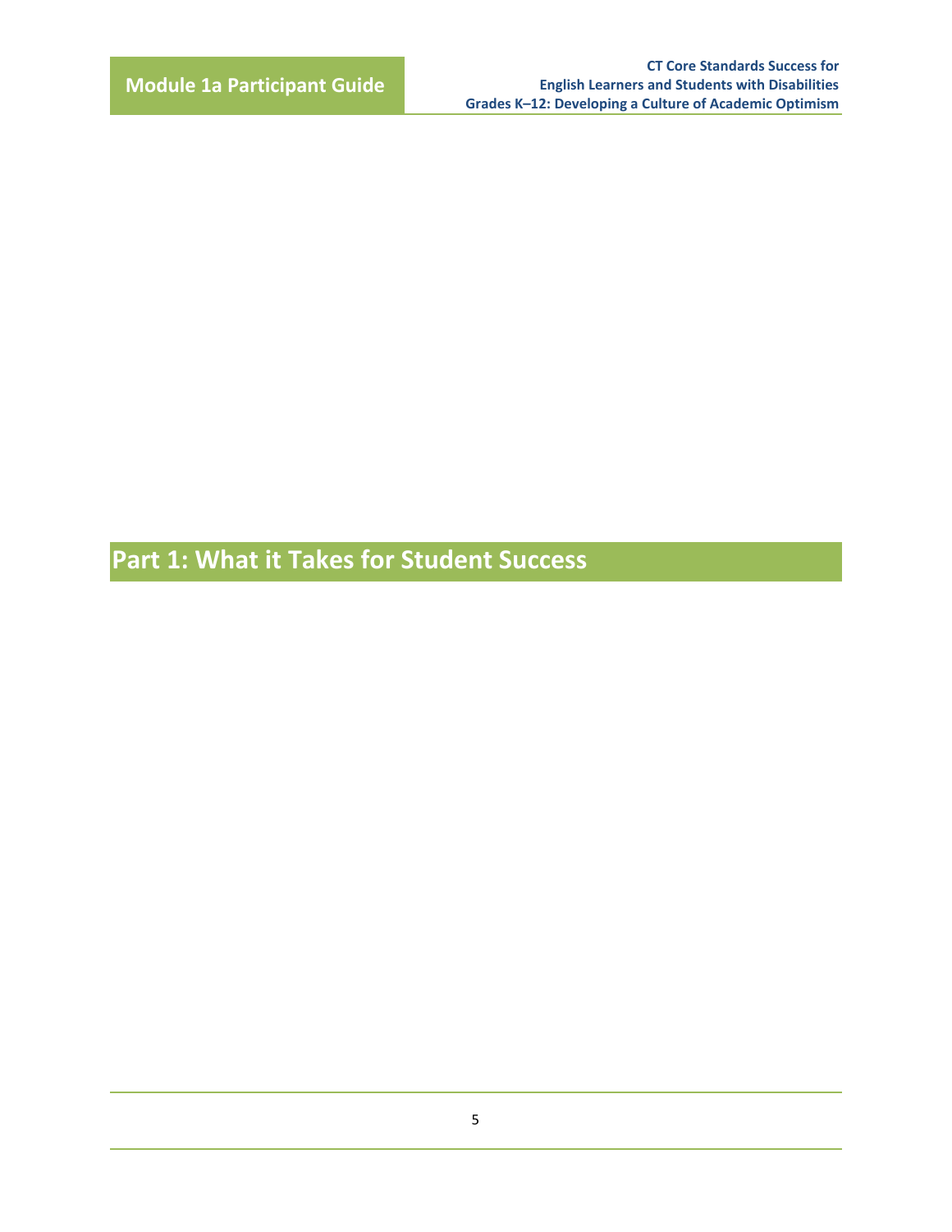# Part 1: What it Takes for Student Success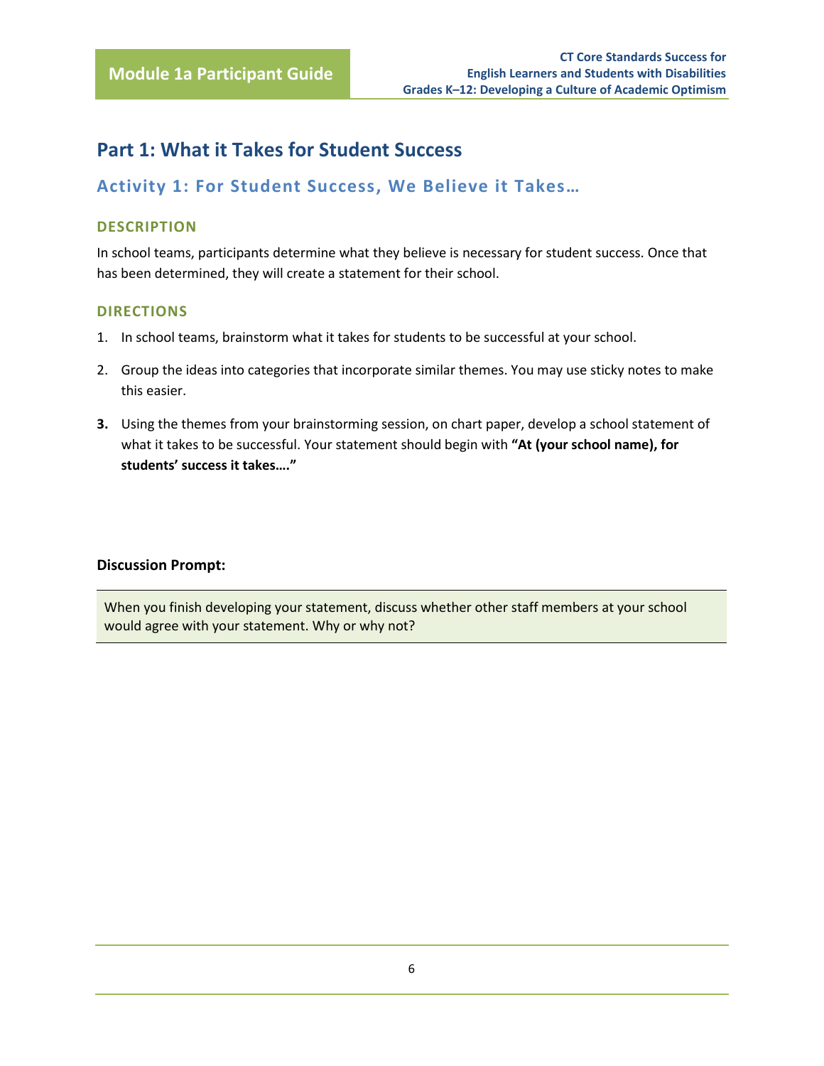## Part 1: What it Takes for Student Success

### Activity 1: For Student Success, We Believe it Takes…

#### DESCRIPTION

In school teams, participants determine what they believe is necessary for student success. Once that has been determined, they will create a statement for their school.

#### DIRECTIONS

1. In school teams, brainstorm what it takes for students to be successful at your school.
2. Group the ideas into categories that incorporate similar themes. You may use sticky notes to make this easier.
3. Using the themes from your brainstorming session, on chart paper, develop a school statement of what it takes to be successful. Your statement should begin with **"At (your school name), for students' success it takes…."**

**Discussion Prompt:**

When you finish developing your statement, discuss whether other staff members at your school would agree with your statement. Why or why not?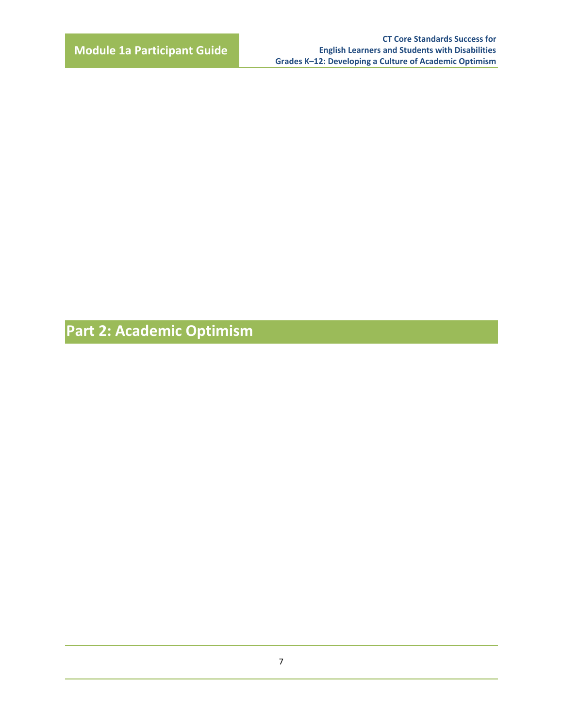# Part 2: Academic Optimism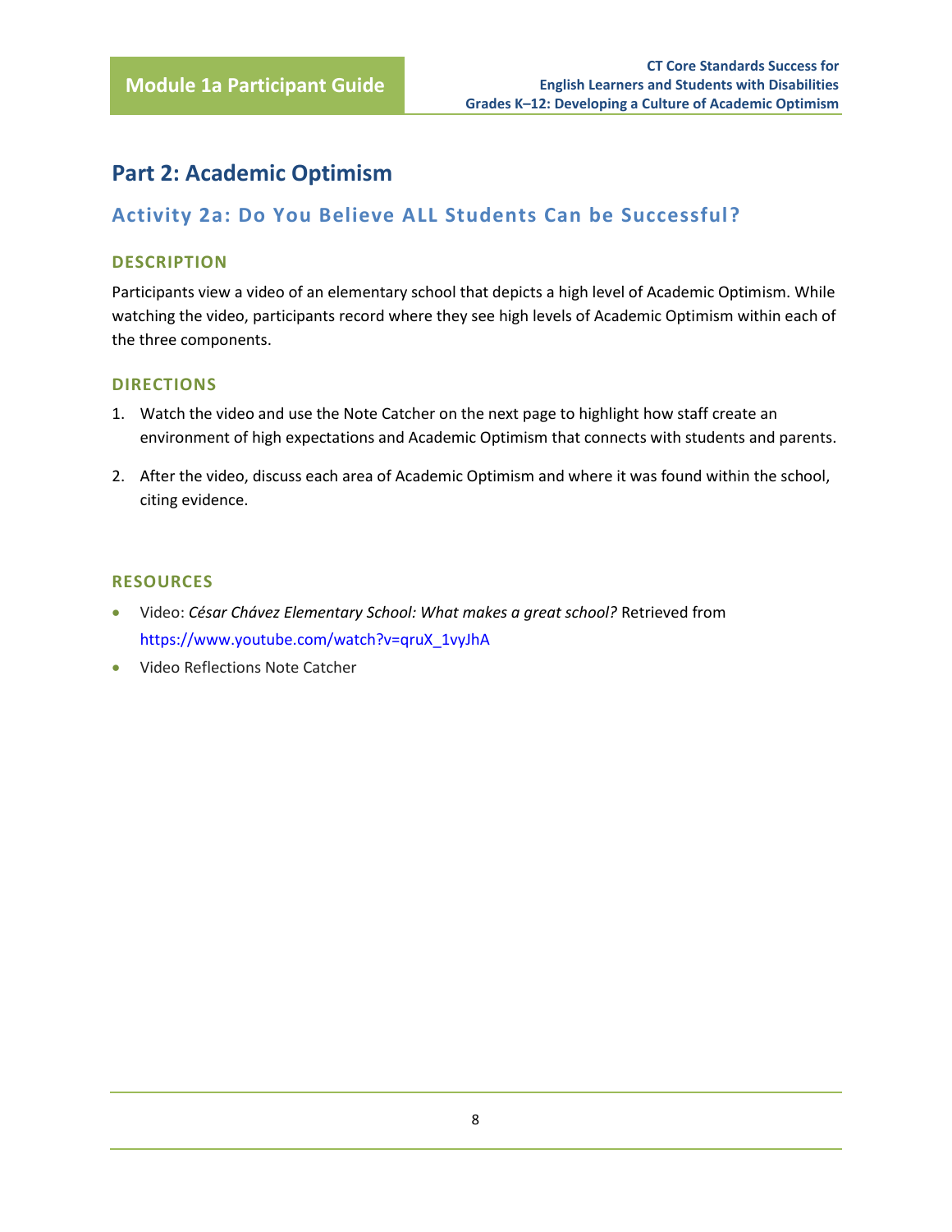## Part 2: Academic Optimism

### Activity 2a: Do You Believe ALL Students Can be Successful?

#### DESCRIPTION

Participants view a video of an elementary school that depicts a high level of Academic Optimism. While watching the video, participants record where they see high levels of Academic Optimism within each of the three components.

#### DIRECTIONS

1. Watch the video and use the Note Catcher on the next page to highlight how staff create an environment of high expectations and Academic Optimism that connects with students and parents.
2. After the video, discuss each area of Academic Optimism and where it was found within the school, citing evidence.

#### RESOURCES

- Video: *César Chávez Elementary School: What makes a great school?* Retrieved from https://www.youtube.com/watch?v=qruX_1vyJhA
- Video Reflections Note Catcher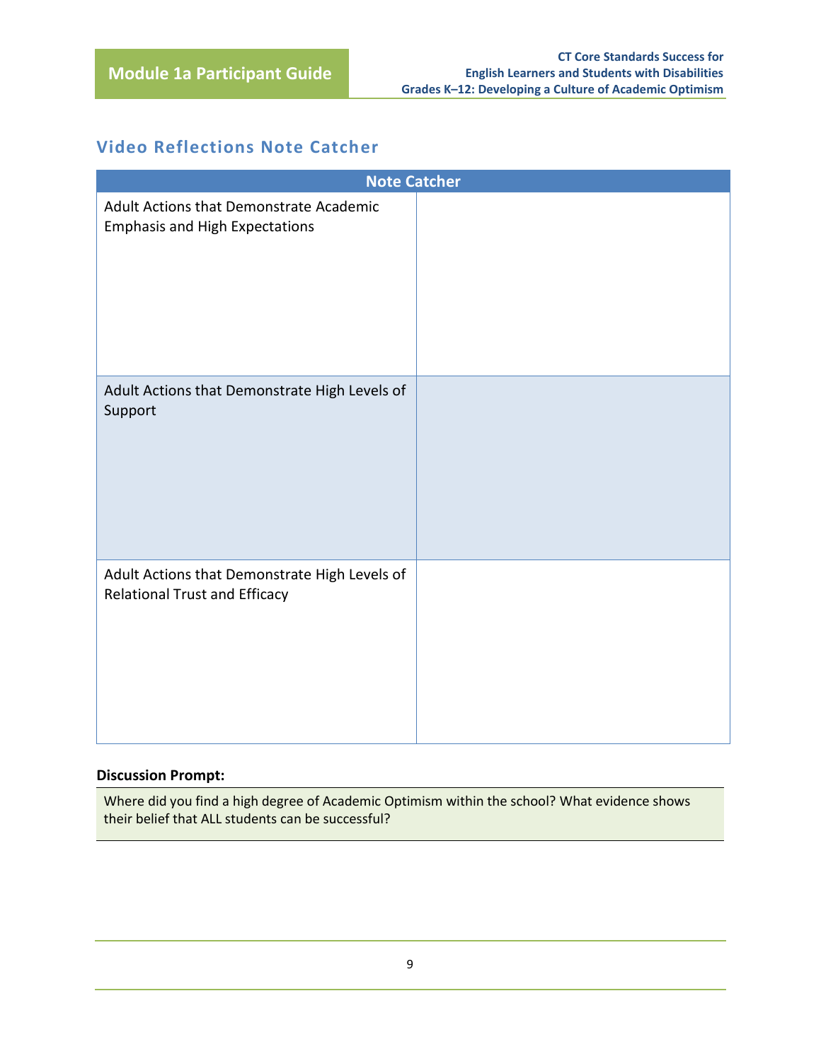## Video Reflections Note Catcher

| Note Catcher | |
|---|---|
| Adult Actions that Demonstrate Academic Emphasis and High Expectations | |
| Adult Actions that Demonstrate High Levels of Support | |
| Adult Actions that Demonstrate High Levels of Relational Trust and Efficacy | |

**Discussion Prompt:**

Where did you find a high degree of Academic Optimism within the school? What evidence shows their belief that ALL students can be successful?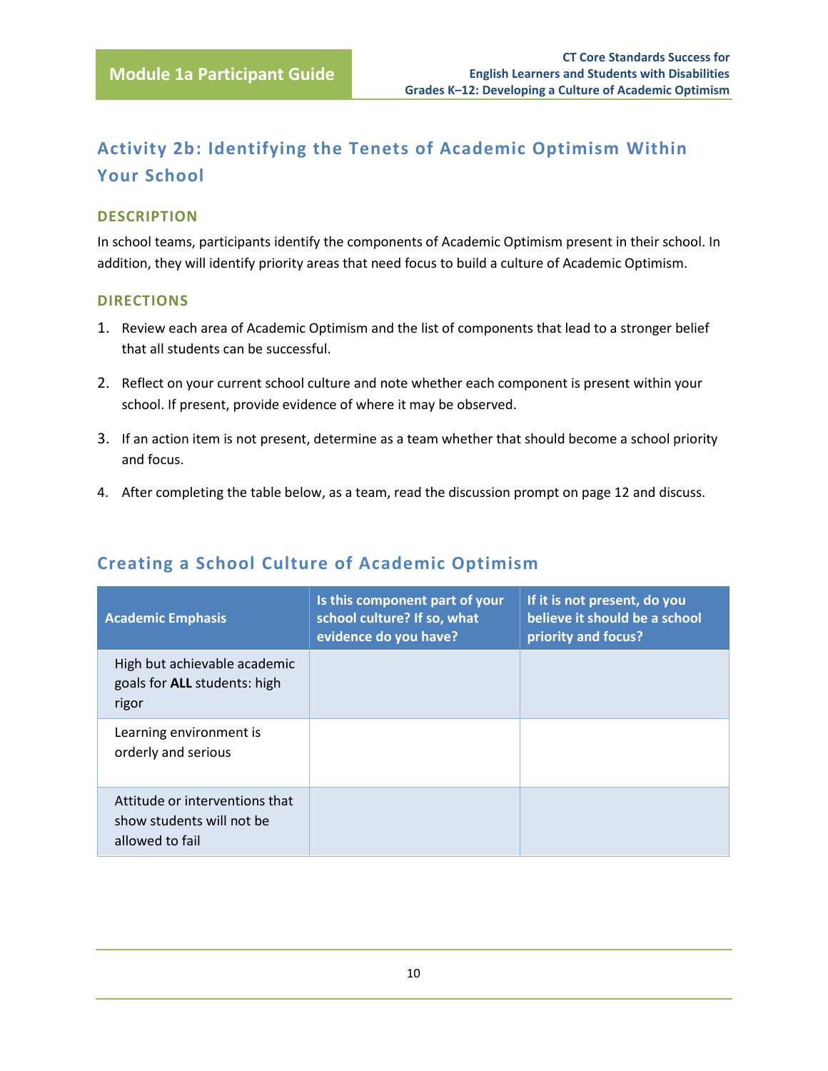## Activity 2b: Identifying the Tenets of Academic Optimism Within Your School

### DESCRIPTION

In school teams, participants identify the components of Academic Optimism present in their school. In addition, they will identify priority areas that need focus to build a culture of Academic Optimism.

### DIRECTIONS

1. Review each area of Academic Optimism and the list of components that lead to a stronger belief that all students can be successful.
2. Reflect on your current school culture and note whether each component is present within your school. If present, provide evidence of where it may be observed.
3. If an action item is not present, determine as a team whether that should become a school priority and focus.
4. After completing the table below, as a team, read the discussion prompt on page 12 and discuss.

## Creating a School Culture of Academic Optimism

| Academic Emphasis | Is this component part of your school culture? If so, what evidence do you have? | If it is not present, do you believe it should be a school priority and focus? |
|---|---|---|
| High but achievable academic goals for **ALL** students: high rigor | | |
| Learning environment is orderly and serious | | |
| Attitude or interventions that show students will not be allowed to fail | | |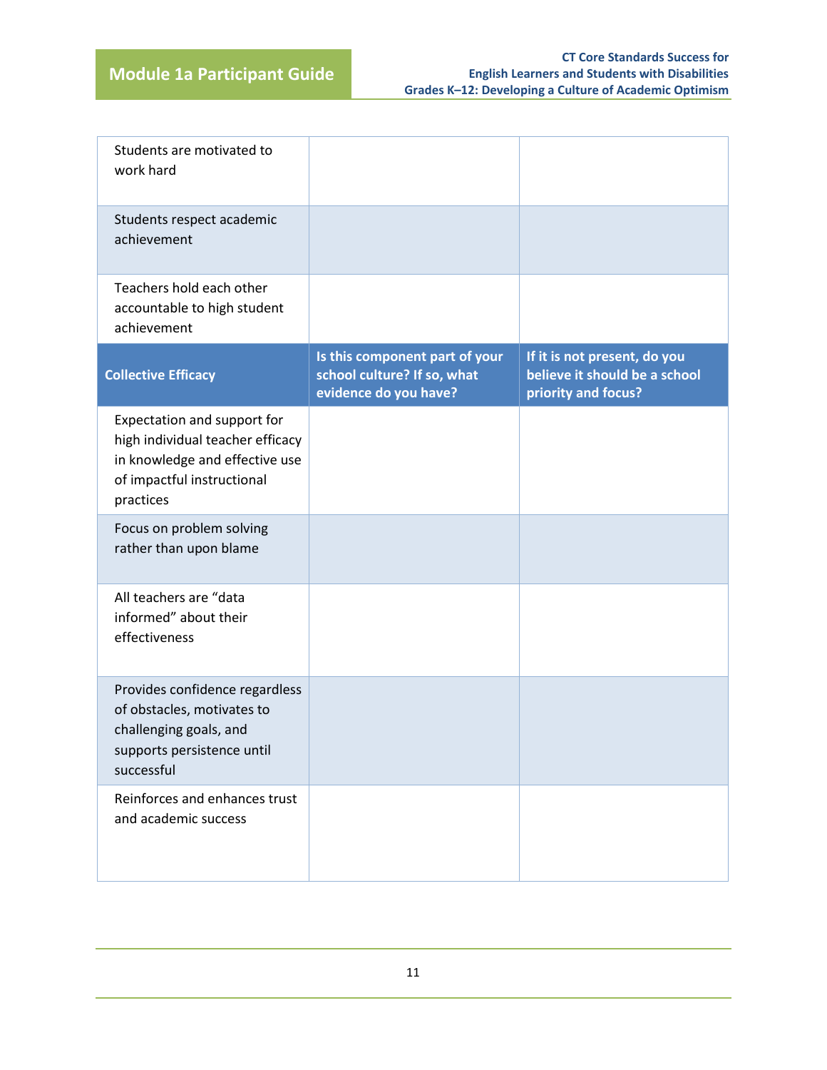| | | |
|---|---|---|
| Students are motivated to work hard | | |
| Students respect academic achievement | | |
| Teachers hold each other accountable to high student achievement | | |
| **Collective Efficacy** | **Is this component part of your school culture? If so, what evidence do you have?** | **If it is not present, do you believe it should be a school priority and focus?** |
| Expectation and support for high individual teacher efficacy in knowledge and effective use of impactful instructional practices | | |
| Focus on problem solving rather than upon blame | | |
| All teachers are "data informed" about their effectiveness | | |
| Provides confidence regardless of obstacles, motivates to challenging goals, and supports persistence until successful | | |
| Reinforces and enhances trust and academic success | | |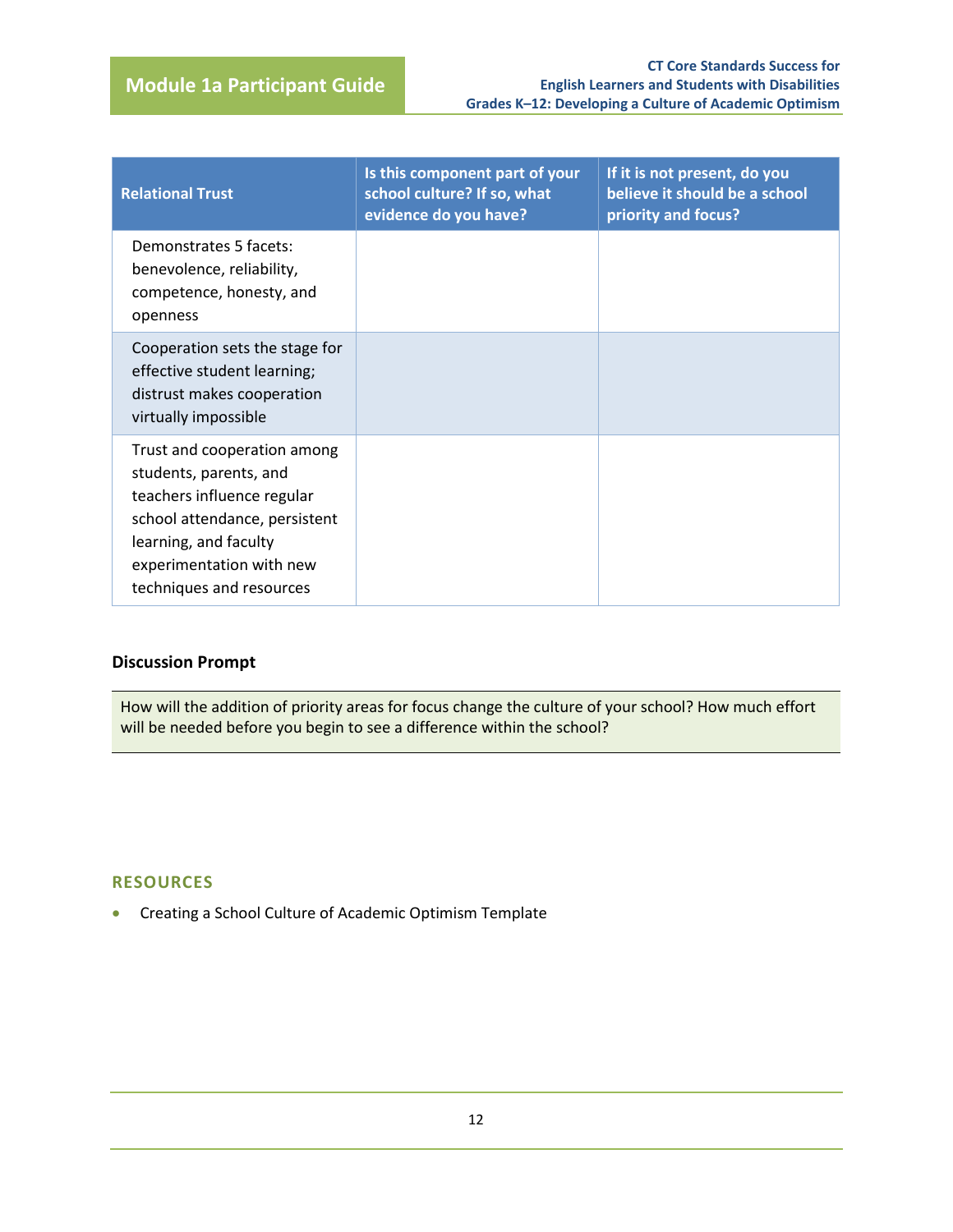| Relational Trust | Is this component part of your school culture? If so, what evidence do you have? | If it is not present, do you believe it should be a school priority and focus? |
|---|---|---|
| Demonstrates 5 facets: benevolence, reliability, competence, honesty, and openness | | |
| Cooperation sets the stage for effective student learning; distrust makes cooperation virtually impossible | | |
| Trust and cooperation among students, parents, and teachers influence regular school attendance, persistent learning, and faculty experimentation with new techniques and resources | | |

**Discussion Prompt**

How will the addition of priority areas for focus change the culture of your school? How much effort will be needed before you begin to see a difference within the school?

## RESOURCES

- Creating a School Culture of Academic Optimism Template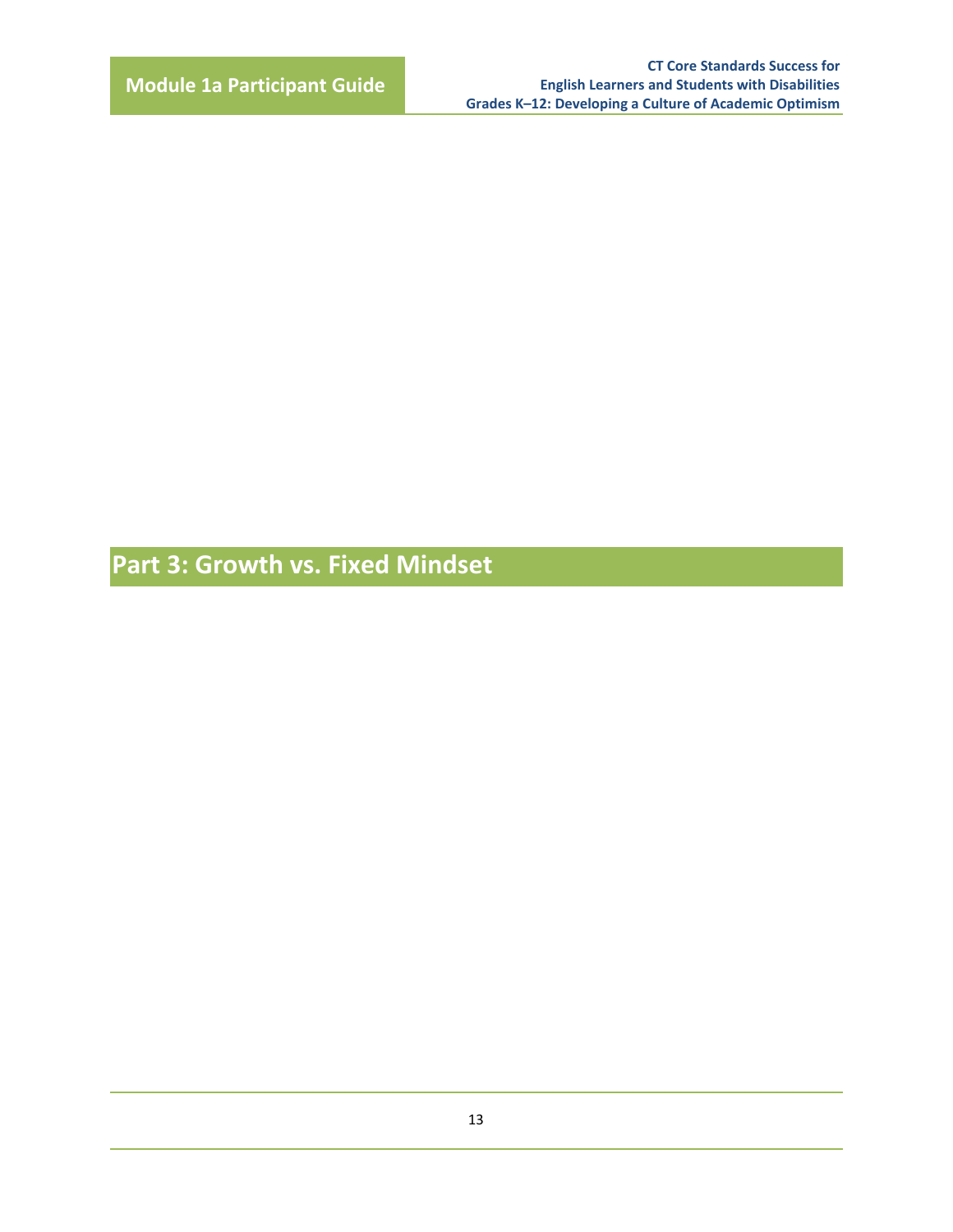## Part 3: Growth vs. Fixed Mindset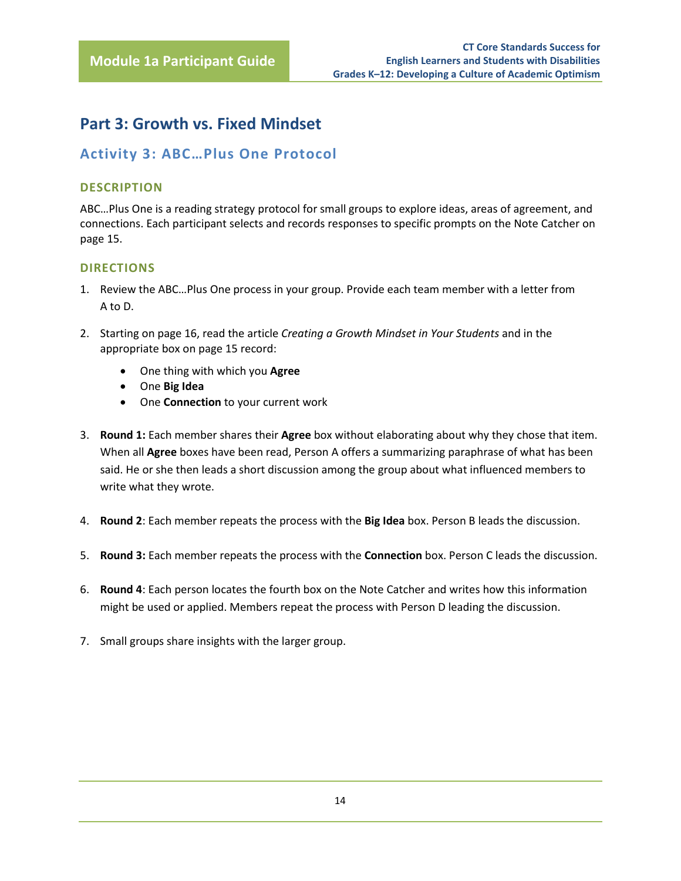## Part 3: Growth vs. Fixed Mindset

### Activity 3: ABC…Plus One Protocol

#### DESCRIPTION

ABC…Plus One is a reading strategy protocol for small groups to explore ideas, areas of agreement, and connections. Each participant selects and records responses to specific prompts on the Note Catcher on page 15.

#### DIRECTIONS

1. Review the ABC…Plus One process in your group. Provide each team member with a letter from A to D.

2. Starting on page 16, read the article *Creating a Growth Mindset in Your Students* and in the appropriate box on page 15 record:
   - One thing with which you **Agree**
   - One **Big Idea**
   - One **Connection** to your current work

3. **Round 1:** Each member shares their **Agree** box without elaborating about why they chose that item. When all **Agree** boxes have been read, Person A offers a summarizing paraphrase of what has been said. He or she then leads a short discussion among the group about what influenced members to write what they wrote.

4. **Round 2**: Each member repeats the process with the **Big Idea** box. Person B leads the discussion.

5. **Round 3:** Each member repeats the process with the **Connection** box. Person C leads the discussion.

6. **Round 4**: Each person locates the fourth box on the Note Catcher and writes how this information might be used or applied. Members repeat the process with Person D leading the discussion.

7. Small groups share insights with the larger group.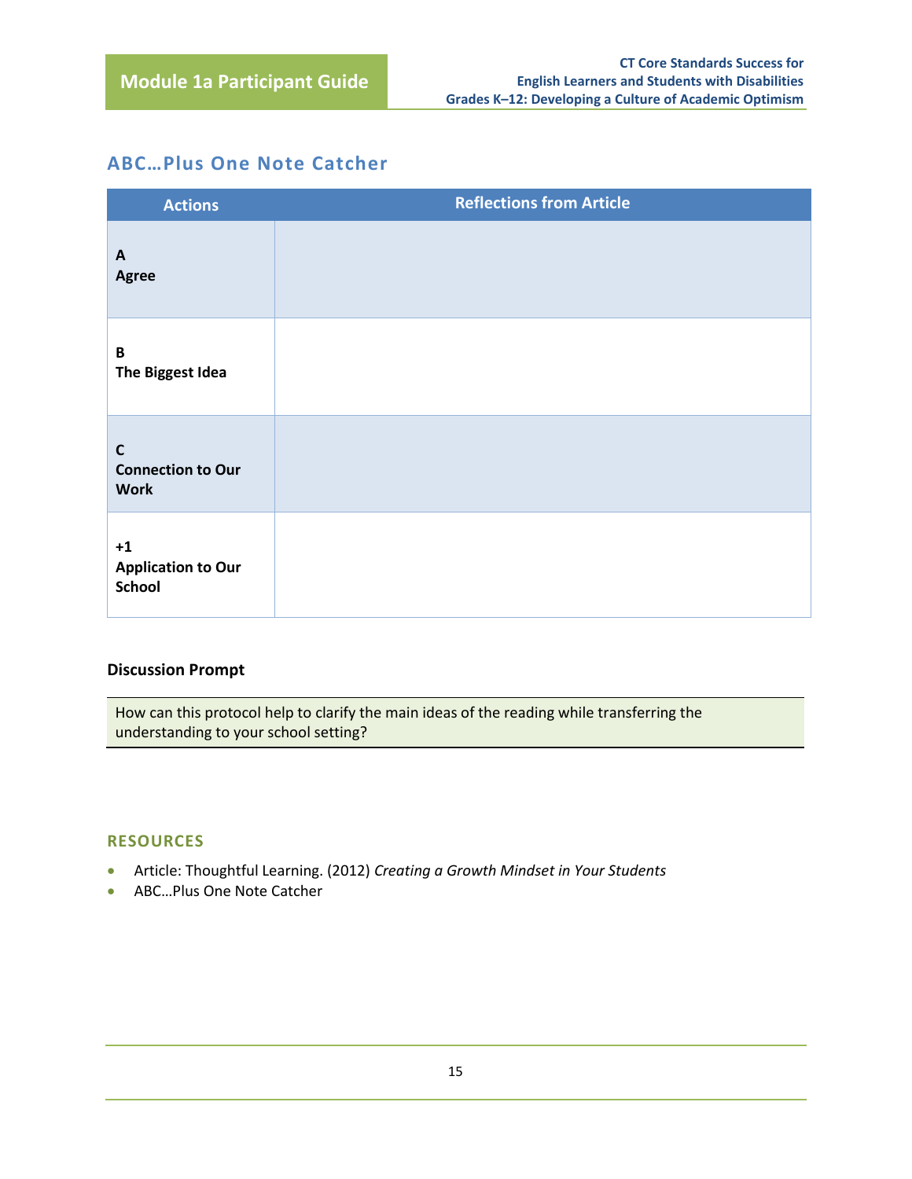## ABC…Plus One Note Catcher

| Actions | Reflections from Article |
|---|---|
| **A**<br>**Agree** | |
| **B**<br>**The Biggest Idea** | |
| **C**<br>**Connection to Our Work** | |
| **+1**<br>**Application to Our School** | |

**Discussion Prompt**

How can this protocol help to clarify the main ideas of the reading while transferring the understanding to your school setting?

### RESOURCES

- Article: Thoughtful Learning. (2012) *Creating a Growth Mindset in Your Students*
- ABC…Plus One Note Catcher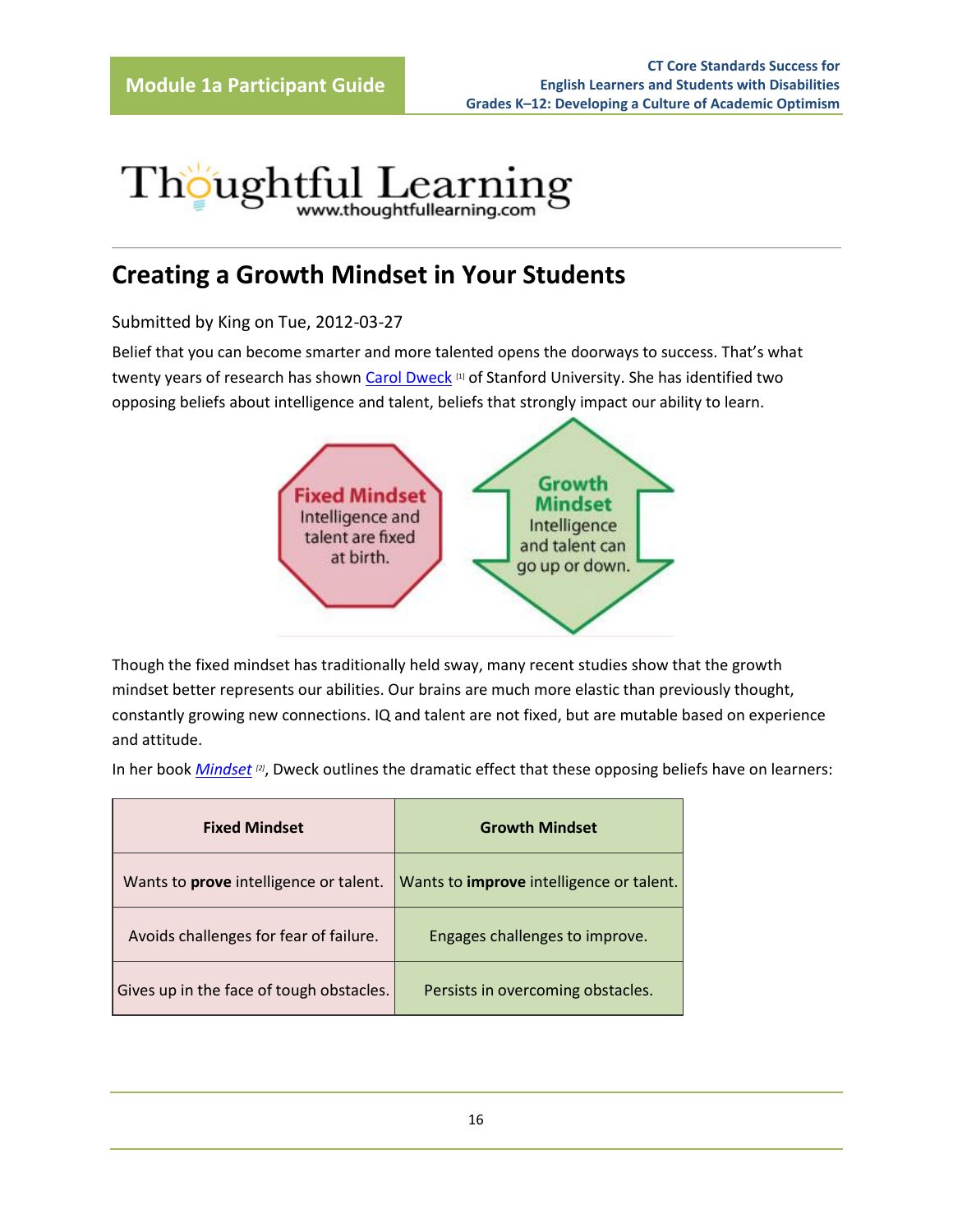Thoughtful Learning
www.thoughtfullearning.com

## Creating a Growth Mindset in Your Students

Submitted by King on Tue, 2012-03-27

Belief that you can become smarter and more talented opens the doorways to success. That's what twenty years of research has shown Carol Dweck [1] of Stanford University. She has identified two opposing beliefs about intelligence and talent, beliefs that strongly impact our ability to learn.

**Fixed Mindset**
Intelligence and talent are fixed at birth.

**Growth Mindset**
Intelligence and talent can go up or down.

Though the fixed mindset has traditionally held sway, many recent studies show that the growth mindset better represents our abilities. Our brains are much more elastic than previously thought, constantly growing new connections. IQ and talent are not fixed, but are mutable based on experience and attitude.

In her book *Mindset* [2], Dweck outlines the dramatic effect that these opposing beliefs have on learners:

| Fixed Mindset | Growth Mindset |
|---|---|
| Wants to **prove** intelligence or talent. | Wants to **improve** intelligence or talent. |
| Avoids challenges for fear of failure. | Engages challenges to improve. |
| Gives up in the face of tough obstacles. | Persists in overcoming obstacles. |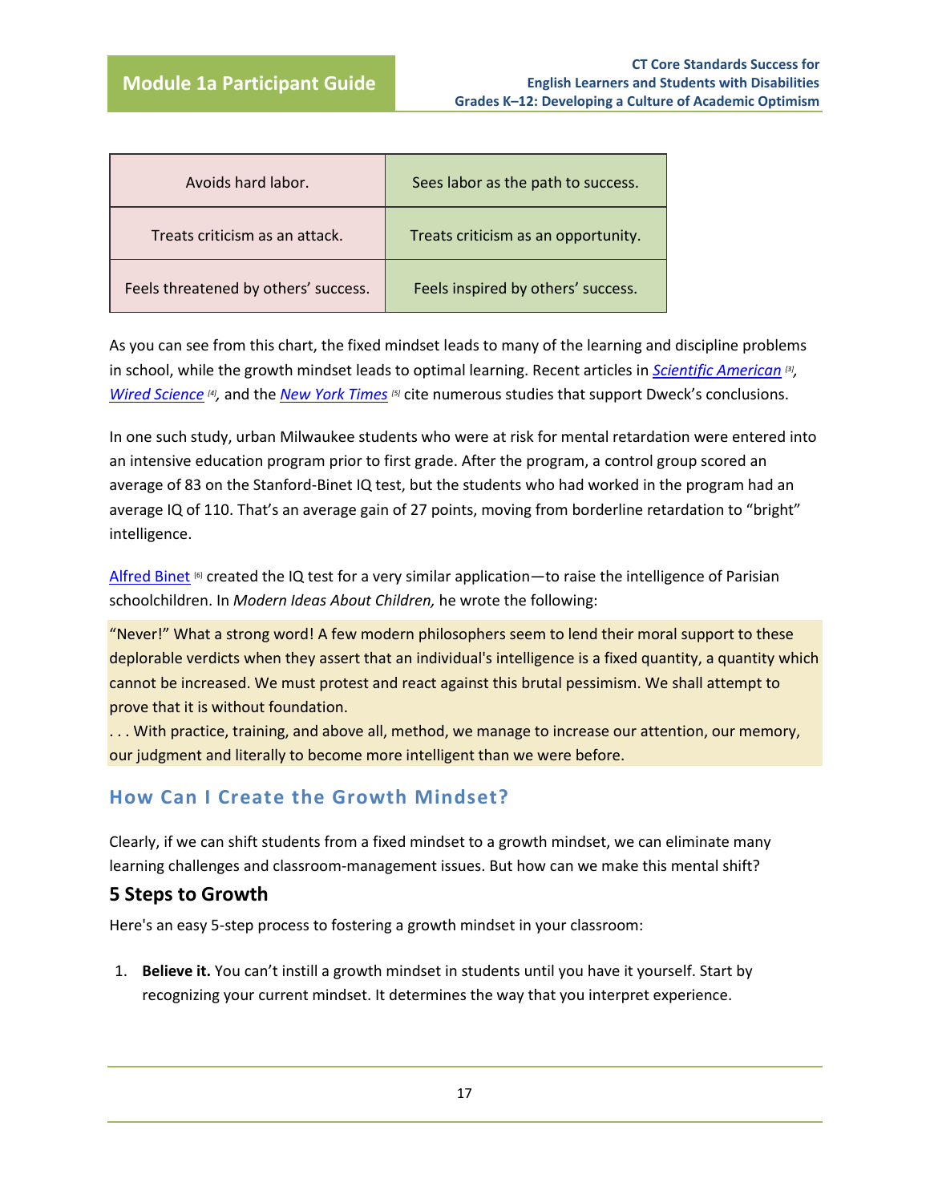| Avoids hard labor. | Sees labor as the path to success. |
| --- | --- |
| Treats criticism as an attack. | Treats criticism as an opportunity. |
| Feels threatened by others' success. | Feels inspired by others' success. |

As you can see from this chart, the fixed mindset leads to many of the learning and discipline problems in school, while the growth mindset leads to optimal learning. Recent articles in *Scientific American* [3], *Wired Science* [4], and the *New York Times* [5] cite numerous studies that support Dweck's conclusions.

In one such study, urban Milwaukee students who were at risk for mental retardation were entered into an intensive education program prior to first grade. After the program, a control group scored an average of 83 on the Stanford-Binet IQ test, but the students who had worked in the program had an average IQ of 110. That's an average gain of 27 points, moving from borderline retardation to "bright" intelligence.

Alfred Binet [6] created the IQ test for a very similar application—to raise the intelligence of Parisian schoolchildren. In *Modern Ideas About Children,* he wrote the following:

> "Never!" What a strong word! A few modern philosophers seem to lend their moral support to these deplorable verdicts when they assert that an individual's intelligence is a fixed quantity, a quantity which cannot be increased. We must protest and react against this brutal pessimism. We shall attempt to prove that it is without foundation.
> . . . With practice, training, and above all, method, we manage to increase our attention, our memory, our judgment and literally to become more intelligent than we were before.

## How Can I Create the Growth Mindset?

Clearly, if we can shift students from a fixed mindset to a growth mindset, we can eliminate many learning challenges and classroom-management issues. But how can we make this mental shift?

### 5 Steps to Growth

Here's an easy 5-step process to fostering a growth mindset in your classroom:

1. **Believe it.** You can't instill a growth mindset in students until you have it yourself. Start by recognizing your current mindset. It determines the way that you interpret experience.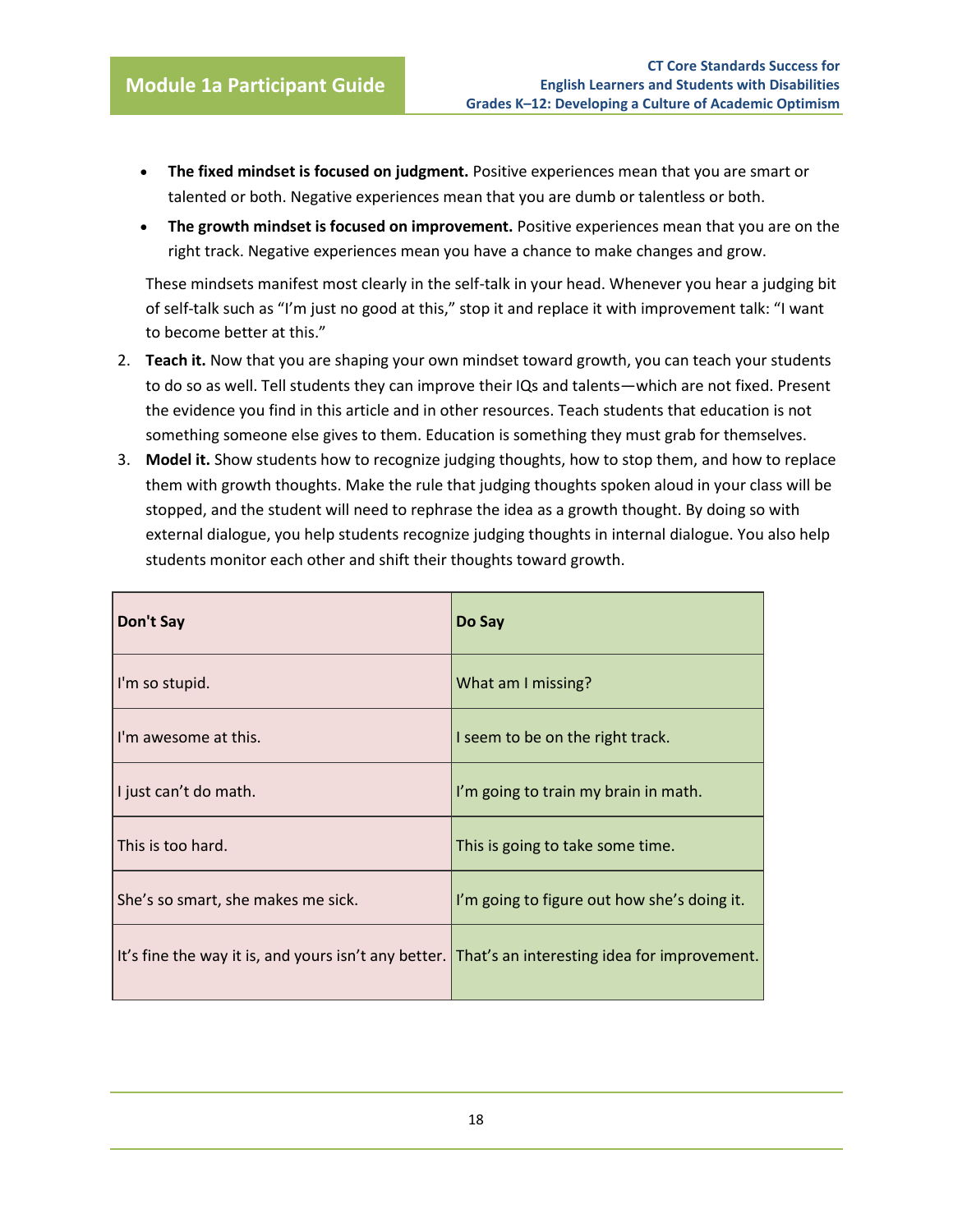- **The fixed mindset is focused on judgment.** Positive experiences mean that you are smart or talented or both. Negative experiences mean that you are dumb or talentless or both.
- **The growth mindset is focused on improvement.** Positive experiences mean that you are on the right track. Negative experiences mean you have a chance to make changes and grow.

These mindsets manifest most clearly in the self-talk in your head. Whenever you hear a judging bit of self-talk such as "I'm just no good at this," stop it and replace it with improvement talk: "I want to become better at this."

2. **Teach it.** Now that you are shaping your own mindset toward growth, you can teach your students to do so as well. Tell students they can improve their IQs and talents—which are not fixed. Present the evidence you find in this article and in other resources. Teach students that education is not something someone else gives to them. Education is something they must grab for themselves.
3. **Model it.** Show students how to recognize judging thoughts, how to stop them, and how to replace them with growth thoughts. Make the rule that judging thoughts spoken aloud in your class will be stopped, and the student will need to rephrase the idea as a growth thought. By doing so with external dialogue, you help students recognize judging thoughts in internal dialogue. You also help students monitor each other and shift their thoughts toward growth.

| Don't Say | Do Say |
|---|---|
| I'm so stupid. | What am I missing? |
| I'm awesome at this. | I seem to be on the right track. |
| I just can't do math. | I'm going to train my brain in math. |
| This is too hard. | This is going to take some time. |
| She's so smart, she makes me sick. | I'm going to figure out how she's doing it. |
| It's fine the way it is, and yours isn't any better. | That's an interesting idea for improvement. |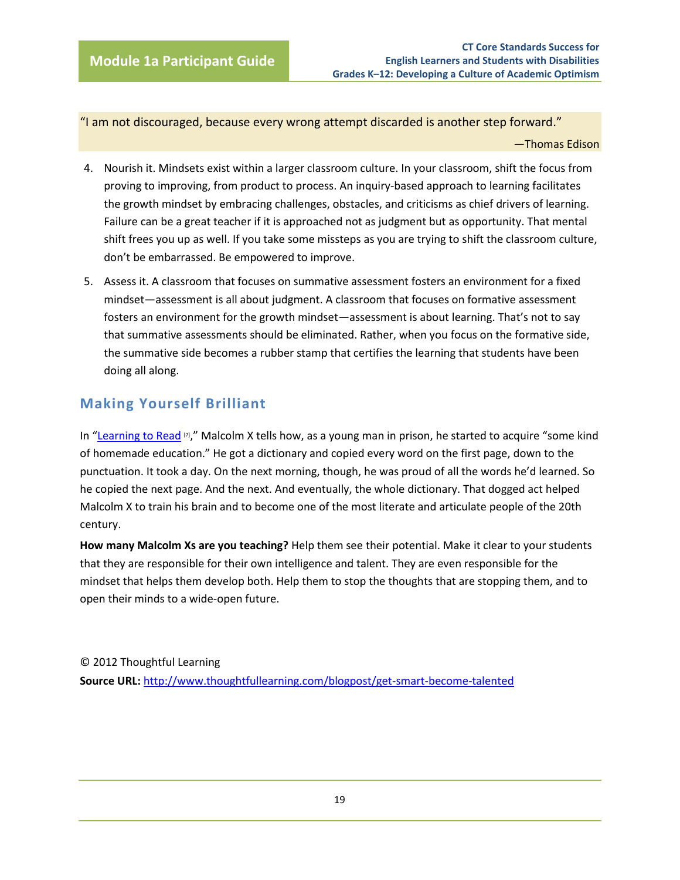> "I am not discouraged, because every wrong attempt discarded is another step forward."
>
> —Thomas Edison

4. Nourish it. Mindsets exist within a larger classroom culture. In your classroom, shift the focus from proving to improving, from product to process. An inquiry-based approach to learning facilitates the growth mindset by embracing challenges, obstacles, and criticisms as chief drivers of learning. Failure can be a great teacher if it is approached not as judgment but as opportunity. That mental shift frees you up as well. If you take some missteps as you are trying to shift the classroom culture, don't be embarrassed. Be empowered to improve.
5. Assess it. A classroom that focuses on summative assessment fosters an environment for a fixed mindset—assessment is all about judgment. A classroom that focuses on formative assessment fosters an environment for the growth mindset—assessment is about learning. That's not to say that summative assessments should be eliminated. Rather, when you focus on the formative side, the summative side becomes a rubber stamp that certifies the learning that students have been doing all along.

## Making Yourself Brilliant

In "Learning to Read [7]," Malcolm X tells how, as a young man in prison, he started to acquire "some kind of homemade education." He got a dictionary and copied every word on the first page, down to the punctuation. It took a day. On the next morning, though, he was proud of all the words he'd learned. So he copied the next page. And the next. And eventually, the whole dictionary. That dogged act helped Malcolm X to train his brain and to become one of the most literate and articulate people of the 20th century.

**How many Malcolm Xs are you teaching?** Help them see their potential. Make it clear to your students that they are responsible for their own intelligence and talent. They are even responsible for the mindset that helps them develop both. Help them to stop the thoughts that are stopping them, and to open their minds to a wide-open future.

© 2012 Thoughtful Learning

**Source URL:** http://www.thoughtfullearning.com/blogpost/get-smart-become-talented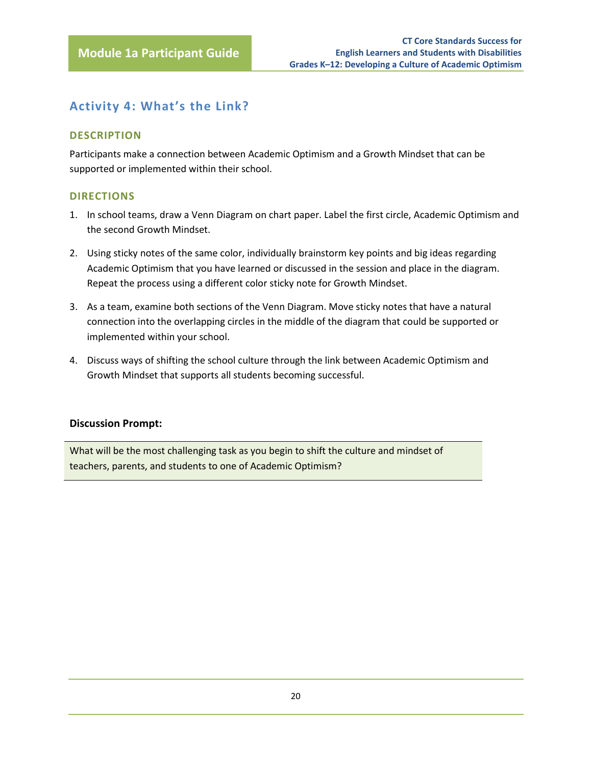## Activity 4: What's the Link?

### DESCRIPTION

Participants make a connection between Academic Optimism and a Growth Mindset that can be supported or implemented within their school.

### DIRECTIONS

1. In school teams, draw a Venn Diagram on chart paper. Label the first circle, Academic Optimism and the second Growth Mindset.
2. Using sticky notes of the same color, individually brainstorm key points and big ideas regarding Academic Optimism that you have learned or discussed in the session and place in the diagram. Repeat the process using a different color sticky note for Growth Mindset.
3. As a team, examine both sections of the Venn Diagram. Move sticky notes that have a natural connection into the overlapping circles in the middle of the diagram that could be supported or implemented within your school.
4. Discuss ways of shifting the school culture through the link between Academic Optimism and Growth Mindset that supports all students becoming successful.

**Discussion Prompt:**

What will be the most challenging task as you begin to shift the culture and mindset of teachers, parents, and students to one of Academic Optimism?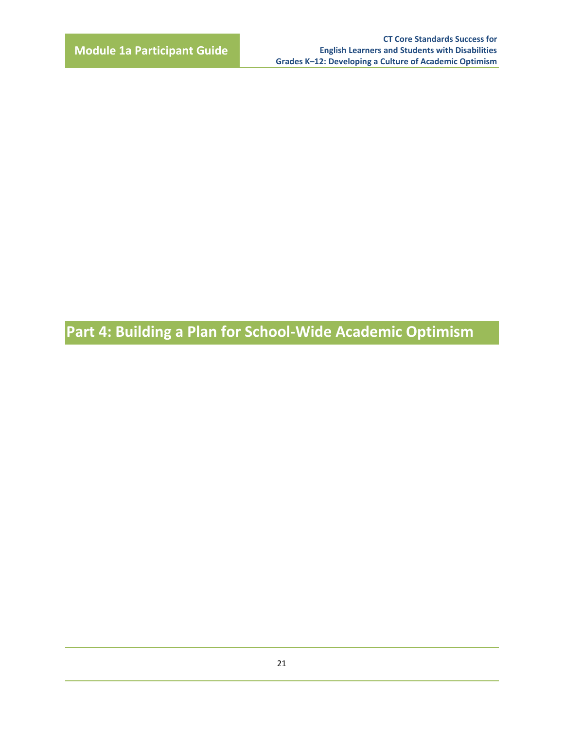# Part 4: Building a Plan for School-Wide Academic Optimism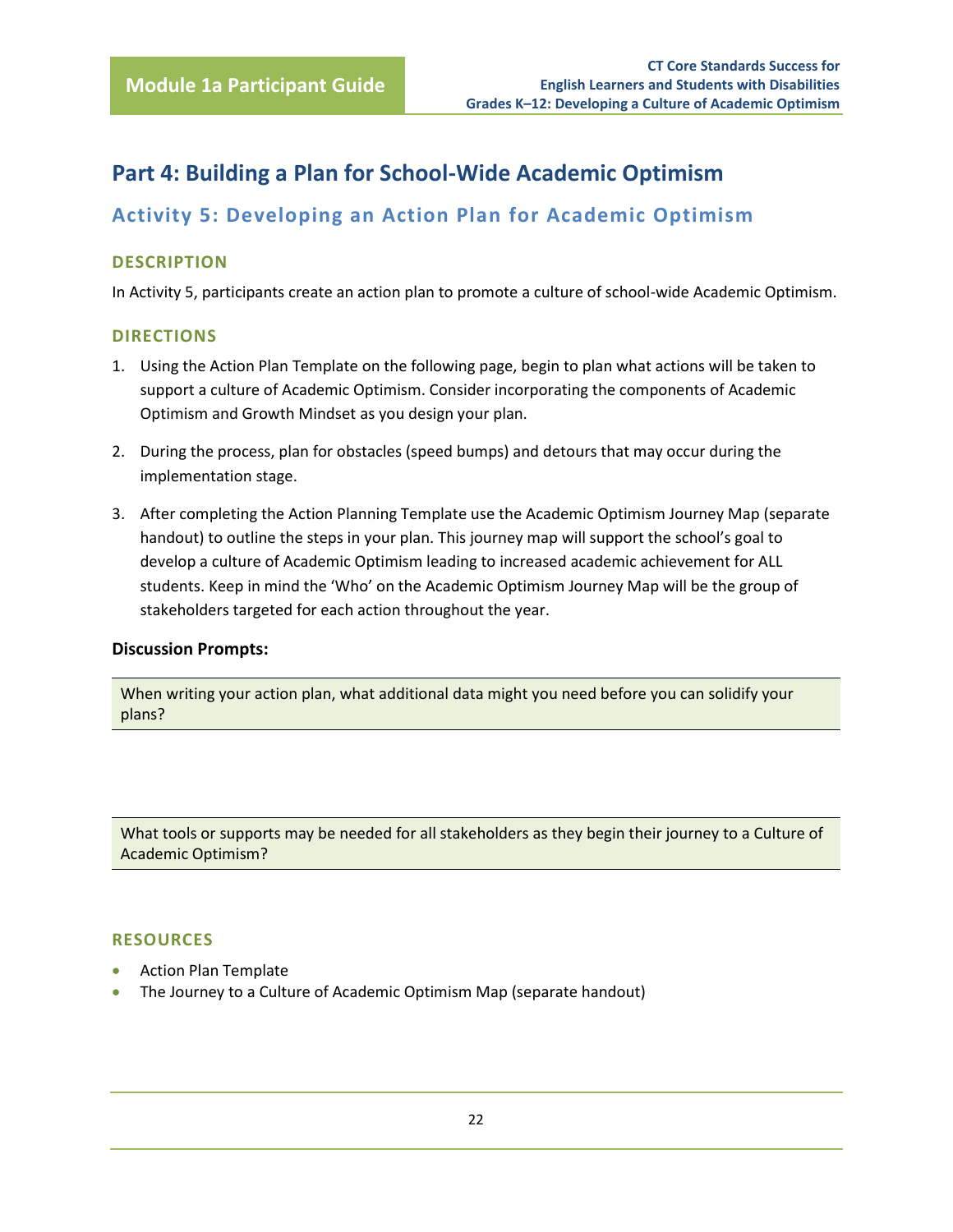# Part 4: Building a Plan for School-Wide Academic Optimism

## Activity 5: Developing an Action Plan for Academic Optimism

### DESCRIPTION

In Activity 5, participants create an action plan to promote a culture of school-wide Academic Optimism.

### DIRECTIONS

1. Using the Action Plan Template on the following page, begin to plan what actions will be taken to support a culture of Academic Optimism. Consider incorporating the components of Academic Optimism and Growth Mindset as you design your plan.
2. During the process, plan for obstacles (speed bumps) and detours that may occur during the implementation stage.
3. After completing the Action Planning Template use the Academic Optimism Journey Map (separate handout) to outline the steps in your plan. This journey map will support the school's goal to develop a culture of Academic Optimism leading to increased academic achievement for ALL students. Keep in mind the 'Who' on the Academic Optimism Journey Map will be the group of stakeholders targeted for each action throughout the year.

**Discussion Prompts:**

| When writing your action plan, what additional data might you need before you can solidify your plans? |
|---|
| |

| What tools or supports may be needed for all stakeholders as they begin their journey to a Culture of Academic Optimism? |
|---|
| |

### RESOURCES

- Action Plan Template
- The Journey to a Culture of Academic Optimism Map (separate handout)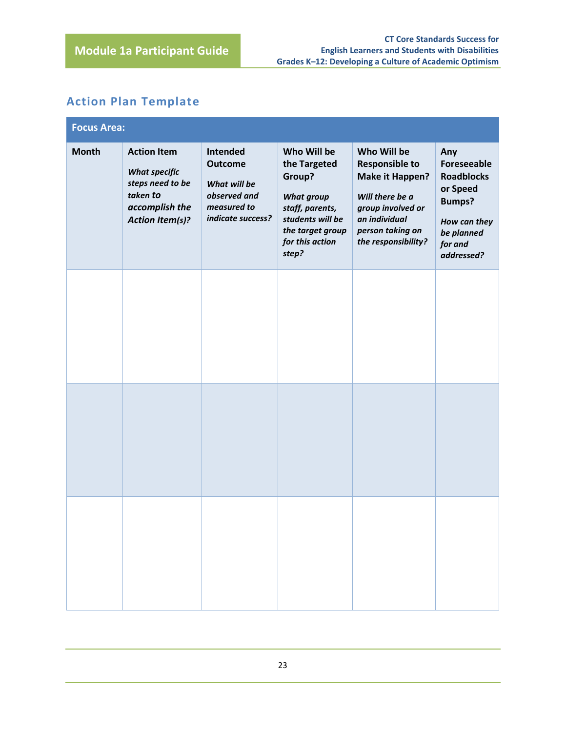## Action Plan Template

| Focus Area: | | | | | |
|---|---|---|---|---|---|
| **Month** | **Action Item** *What specific steps need to be taken to accomplish the Action Item(s)?* | **Intended Outcome** *What will be observed and measured to indicate success?* | **Who Will be the Targeted Group?** *What group staff, parents, students will be the target group for this action step?* | **Who Will be Responsible to Make it Happen?** *Will there be a group involved or an individual person taking on the responsibility?* | **Any Foreseeable Roadblocks or Speed Bumps?** *How can they be planned for and addressed?* |
| | | | | | |
| | | | | | |
| | | | | | |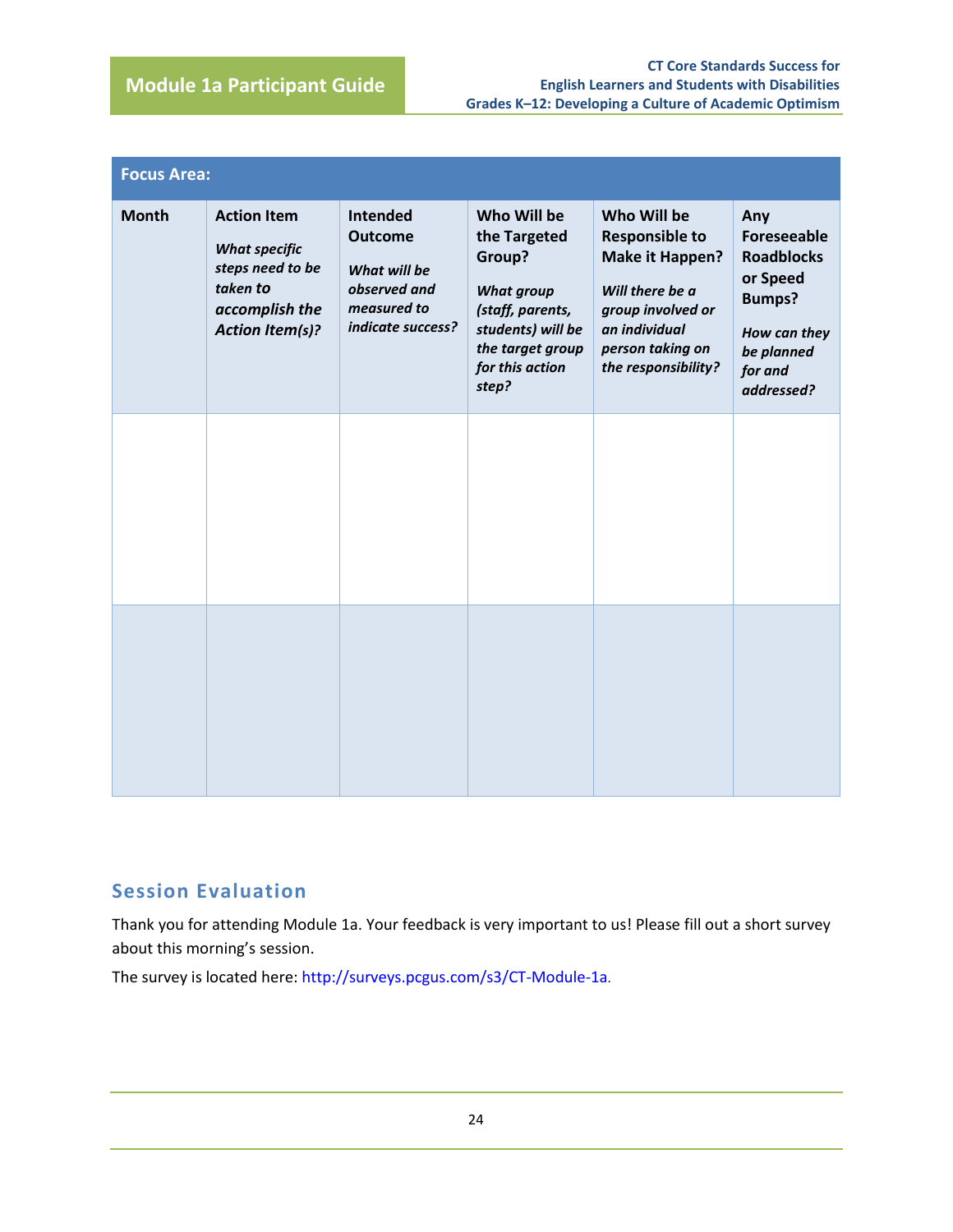| Focus Area: | | | | | |
|---|---|---|---|---|---|
| **Month** | **Action Item** *What specific steps need to be taken to accomplish the Action Item(s)?* | **Intended Outcome** *What will be observed and measured to indicate success?* | **Who Will be the Targeted Group?** *What group (staff, parents, students) will be the target group for this action step?* | **Who Will be Responsible to Make it Happen?** *Will there be a group involved or an individual person taking on the responsibility?* | **Any Foreseeable Roadblocks or Speed Bumps?** *How can they be planned for and addressed?* |
| | | | | | |
| | | | | | |

## Session Evaluation

Thank you for attending Module 1a. Your feedback is very important to us! Please fill out a short survey about this morning's session.

The survey is located here: http://surveys.pcgus.com/s3/CT-Module-1a.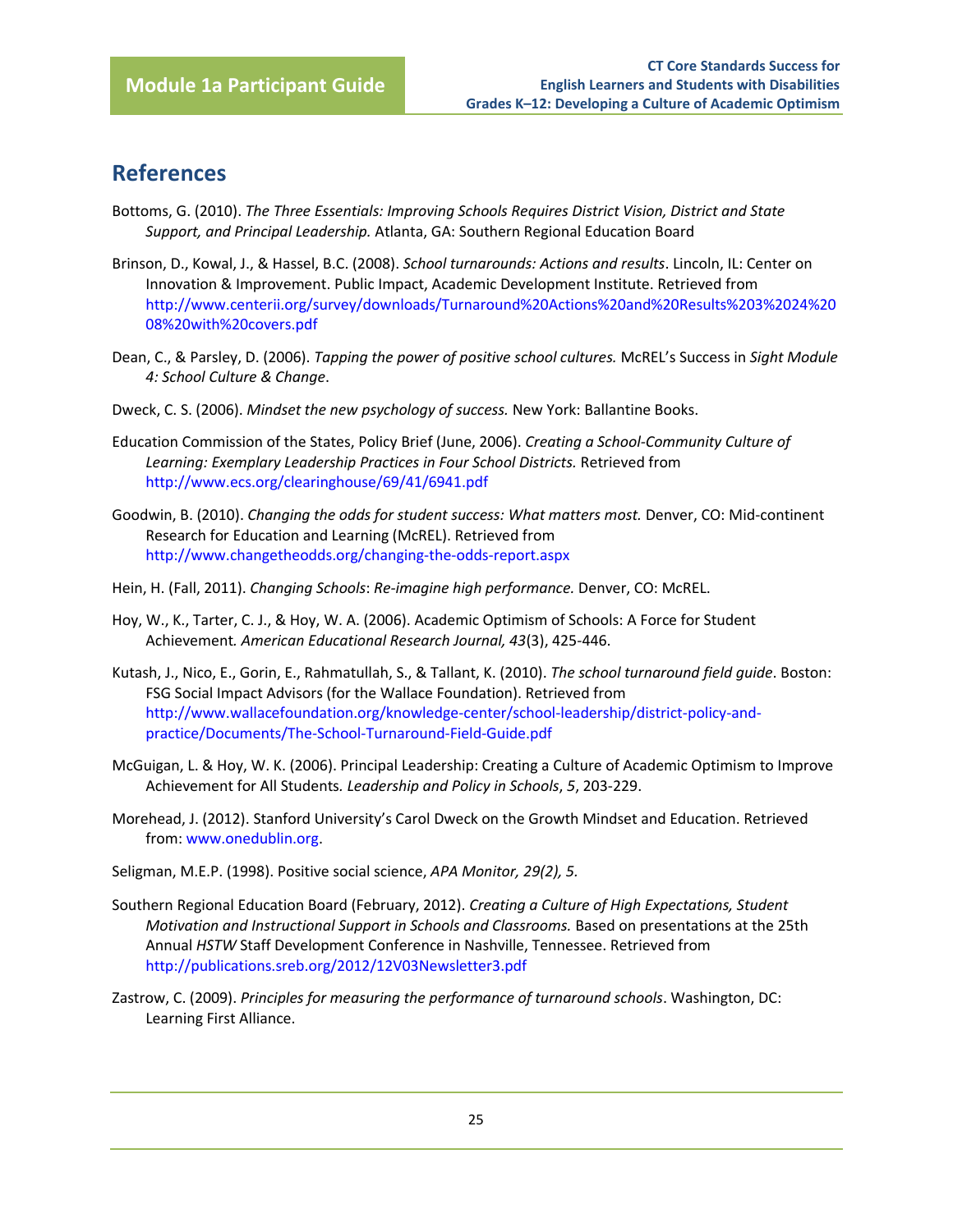## References

Bottoms, G. (2010). *The Three Essentials: Improving Schools Requires District Vision, District and State Support, and Principal Leadership.* Atlanta, GA: Southern Regional Education Board

Brinson, D., Kowal, J., & Hassel, B.C. (2008). *School turnarounds: Actions and results*. Lincoln, IL: Center on Innovation & Improvement. Public Impact, Academic Development Institute. Retrieved from http://www.centerii.org/survey/downloads/Turnaround%20Actions%20and%20Results%203%2024%2008%20with%20covers.pdf

Dean, C., & Parsley, D. (2006). *Tapping the power of positive school cultures.* McREL's Success in *Sight Module 4: School Culture & Change*.

Dweck, C. S. (2006). *Mindset the new psychology of success.* New York: Ballantine Books.

Education Commission of the States, Policy Brief (June, 2006). *Creating a School-Community Culture of Learning: Exemplary Leadership Practices in Four School Districts.* Retrieved from http://www.ecs.org/clearinghouse/69/41/6941.pdf

Goodwin, B. (2010). *Changing the odds for student success: What matters most.* Denver, CO: Mid-continent Research for Education and Learning (McREL). Retrieved from http://www.changetheodds.org/changing-the-odds-report.aspx

Hein, H. (Fall, 2011). *Changing Schools*: *Re-imagine high performance.* Denver, CO: McREL.

Hoy, W., K., Tarter, C. J., & Hoy, W. A. (2006). Academic Optimism of Schools: A Force for Student Achievement*. American Educational Research Journal, 43*(3), 425-446.

Kutash, J., Nico, E., Gorin, E., Rahmatullah, S., & Tallant, K. (2010). *The school turnaround field guide*. Boston: FSG Social Impact Advisors (for the Wallace Foundation). Retrieved from http://www.wallacefoundation.org/knowledge-center/school-leadership/district-policy-and-practice/Documents/The-School-Turnaround-Field-Guide.pdf

McGuigan, L. & Hoy, W. K. (2006). Principal Leadership: Creating a Culture of Academic Optimism to Improve Achievement for All Students*. Leadership and Policy in Schools*, *5*, 203-229.

Morehead, J. (2012). Stanford University's Carol Dweck on the Growth Mindset and Education. Retrieved from: www.onedublin.org.

Seligman, M.E.P. (1998). Positive social science, *APA Monitor, 29(2), 5.*

Southern Regional Education Board (February, 2012). *Creating a Culture of High Expectations, Student Motivation and Instructional Support in Schools and Classrooms.* Based on presentations at the 25th Annual *HSTW* Staff Development Conference in Nashville, Tennessee. Retrieved from http://publications.sreb.org/2012/12V03Newsletter3.pdf

Zastrow, C. (2009). *Principles for measuring the performance of turnaround schools*. Washington, DC: Learning First Alliance.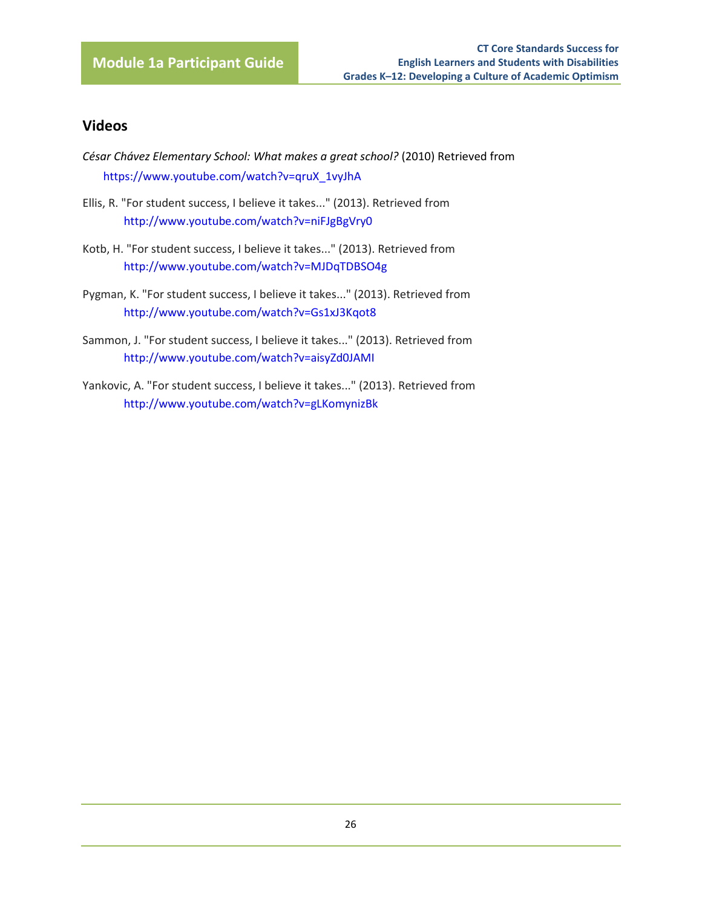## Videos

*César Chávez Elementary School: What makes a great school?* (2010) Retrieved from https://www.youtube.com/watch?v=qruX_1vyJhA

Ellis, R. "For student success, I believe it takes..." (2013). Retrieved from http://www.youtube.com/watch?v=niFJgBgVry0

Kotb, H. "For student success, I believe it takes..." (2013). Retrieved from http://www.youtube.com/watch?v=MJDqTDBSO4g

Pygman, K. "For student success, I believe it takes..." (2013). Retrieved from http://www.youtube.com/watch?v=Gs1xJ3Kqot8

Sammon, J. "For student success, I believe it takes..." (2013). Retrieved from http://www.youtube.com/watch?v=aisyZd0JAMI

Yankovic, A. "For student success, I believe it takes..." (2013). Retrieved from http://www.youtube.com/watch?v=gLKomynizBk